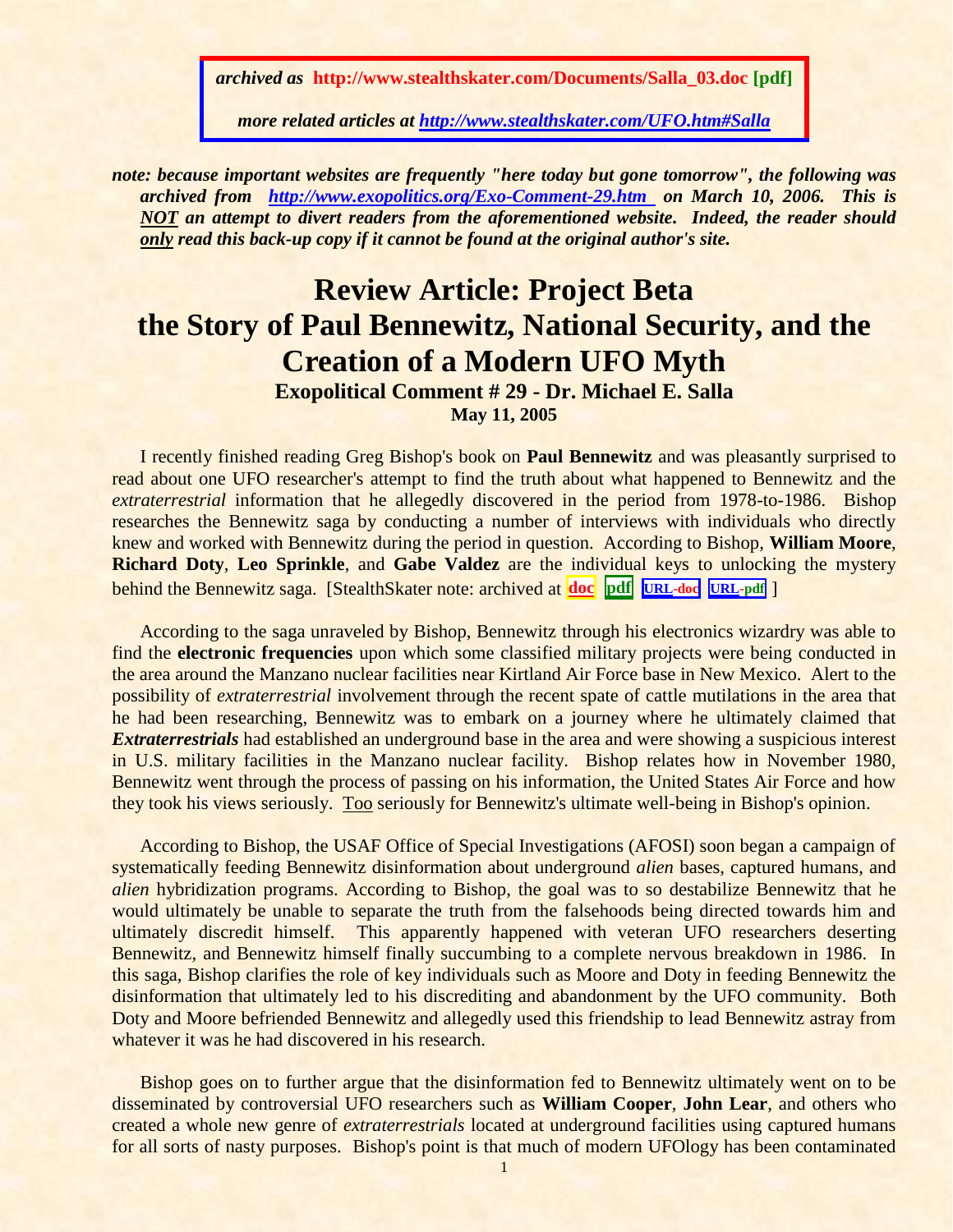***archived as*** **http://www.stealthskater.com/Documents/Salla_03.doc [pdf]**

***more related articles at [http://www.stealthskater.com/UFO.htm#Salla](http://www.stealthskater.com/UFO.htm#Salla)***

***note: because important websites are frequently "here today but gone tomorrow", the following was archived from [http://www.exopolitics.org/Exo-Comment-29.htm](http://www.exopolitics.org/Exo-Comment-29.htm) on March 10, 2006. This is NOT an attempt to divert readers from the aforementioned website. Indeed, the reader should only read this back-up copy if it cannot be found at the original author's site.***

# Review Article: Project Beta the Story of Paul Bennewitz, National Security, and the Creation of a Modern UFO Myth

**Exopolitical Comment # 29 - Dr. Michael E. Salla**

**May 11, 2005**

I recently finished reading Greg Bishop's book on **Paul Bennewitz** and was pleasantly surprised to read about one UFO researcher's attempt to find the truth about what happened to Bennewitz and the *extraterrestrial* information that he allegedly discovered in the period from 1978-to-1986. Bishop researches the Bennewitz saga by conducting a number of interviews with individuals who directly knew and worked with Bennewitz during the period in question. According to Bishop, **William Moore**, **Richard Doty**, **Leo Sprinkle**, and **Gabe Valdez** are the individual keys to unlocking the mystery behind the Bennewitz saga. [StealthSkater note: archived at **doc** **pdf** **URL-doc** **URL-pdf** ]

According to the saga unraveled by Bishop, Bennewitz through his electronics wizardry was able to find the **electronic frequencies** upon which some classified military projects were being conducted in the area around the Manzano nuclear facilities near Kirtland Air Force base in New Mexico. Alert to the possibility of *extraterrestrial* involvement through the recent spate of cattle mutilations in the area that he had been researching, Bennewitz was to embark on a journey where he ultimately claimed that ***Extraterrestrials*** had established an underground base in the area and were showing a suspicious interest in U.S. military facilities in the Manzano nuclear facility. Bishop relates how in November 1980, Bennewitz went through the process of passing on his information, the United States Air Force and how they took his views seriously. Too seriously for Bennewitz's ultimate well-being in Bishop's opinion.

According to Bishop, the USAF Office of Special Investigations (AFOSI) soon began a campaign of systematically feeding Bennewitz disinformation about underground *alien* bases, captured humans, and *alien* hybridization programs. According to Bishop, the goal was to so destabilize Bennewitz that he would ultimately be unable to separate the truth from the falsehoods being directed towards him and ultimately discredit himself. This apparently happened with veteran UFO researchers deserting Bennewitz, and Bennewitz himself finally succumbing to a complete nervous breakdown in 1986. In this saga, Bishop clarifies the role of key individuals such as Moore and Doty in feeding Bennewitz the disinformation that ultimately led to his discrediting and abandonment by the UFO community. Both Doty and Moore befriended Bennewitz and allegedly used this friendship to lead Bennewitz astray from whatever it was he had discovered in his research.

Bishop goes on to further argue that the disinformation fed to Bennewitz ultimately went on to be disseminated by controversial UFO researchers such as **William Cooper**, **John Lear**, and others who created a whole new genre of *extraterrestrials* located at underground facilities using captured humans for all sorts of nasty purposes. Bishop's point is that much of modern UFOlogy has been contaminated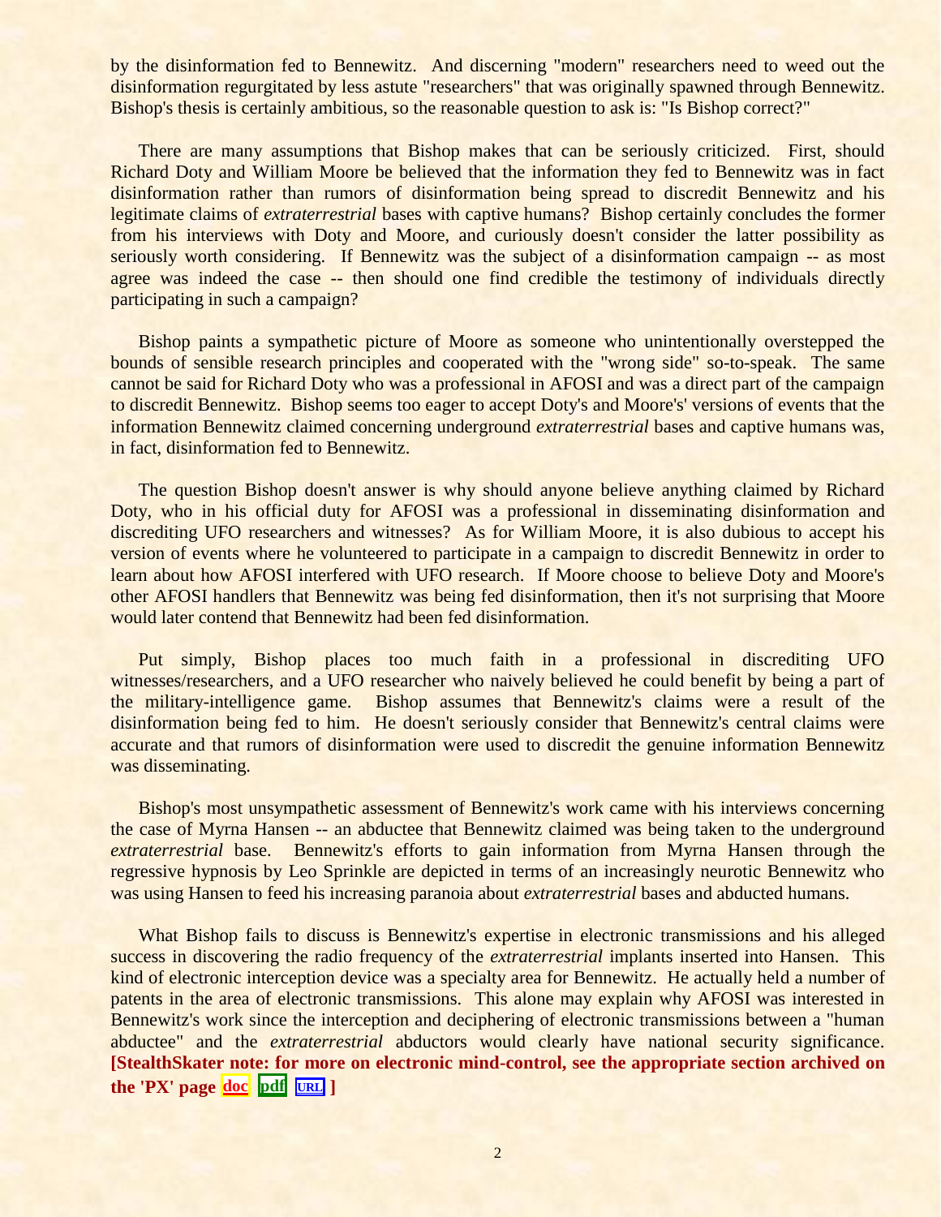by the disinformation fed to Bennewitz. And discerning "modern" researchers need to weed out the disinformation regurgitated by less astute "researchers" that was originally spawned through Bennewitz. Bishop's thesis is certainly ambitious, so the reasonable question to ask is: "Is Bishop correct?"

There are many assumptions that Bishop makes that can be seriously criticized. First, should Richard Doty and William Moore be believed that the information they fed to Bennewitz was in fact disinformation rather than rumors of disinformation being spread to discredit Bennewitz and his legitimate claims of *extraterrestrial* bases with captive humans? Bishop certainly concludes the former from his interviews with Doty and Moore, and curiously doesn't consider the latter possibility as seriously worth considering. If Bennewitz was the subject of a disinformation campaign -- as most agree was indeed the case -- then should one find credible the testimony of individuals directly participating in such a campaign?

Bishop paints a sympathetic picture of Moore as someone who unintentionally overstepped the bounds of sensible research principles and cooperated with the "wrong side" so-to-speak. The same cannot be said for Richard Doty who was a professional in AFOSI and was a direct part of the campaign to discredit Bennewitz. Bishop seems too eager to accept Doty's and Moore's' versions of events that the information Bennewitz claimed concerning underground *extraterrestrial* bases and captive humans was, in fact, disinformation fed to Bennewitz.

The question Bishop doesn't answer is why should anyone believe anything claimed by Richard Doty, who in his official duty for AFOSI was a professional in disseminating disinformation and discrediting UFO researchers and witnesses? As for William Moore, it is also dubious to accept his version of events where he volunteered to participate in a campaign to discredit Bennewitz in order to learn about how AFOSI interfered with UFO research. If Moore choose to believe Doty and Moore's other AFOSI handlers that Bennewitz was being fed disinformation, then it's not surprising that Moore would later contend that Bennewitz had been fed disinformation.

Put simply, Bishop places too much faith in a professional in discrediting UFO witnesses/researchers, and a UFO researcher who naively believed he could benefit by being a part of the military-intelligence game. Bishop assumes that Bennewitz's claims were a result of the disinformation being fed to him. He doesn't seriously consider that Bennewitz's central claims were accurate and that rumors of disinformation were used to discredit the genuine information Bennewitz was disseminating.

Bishop's most unsympathetic assessment of Bennewitz's work came with his interviews concerning the case of Myrna Hansen -- an abductee that Bennewitz claimed was being taken to the underground *extraterrestrial* base. Bennewitz's efforts to gain information from Myrna Hansen through the regressive hypnosis by Leo Sprinkle are depicted in terms of an increasingly neurotic Bennewitz who was using Hansen to feed his increasing paranoia about *extraterrestrial* bases and abducted humans.

What Bishop fails to discuss is Bennewitz's expertise in electronic transmissions and his alleged success in discovering the radio frequency of the *extraterrestrial* implants inserted into Hansen. This kind of electronic interception device was a specialty area for Bennewitz. He actually held a number of patents in the area of electronic transmissions. This alone may explain why AFOSI was interested in Bennewitz's work since the interception and deciphering of electronic transmissions between a "human abductee" and the *extraterrestrial* abductors would clearly have national security significance. **[StealthSkater note: for more on electronic mind-control, see the appropriate section archived on the 'PX' page doc pdf URL ]**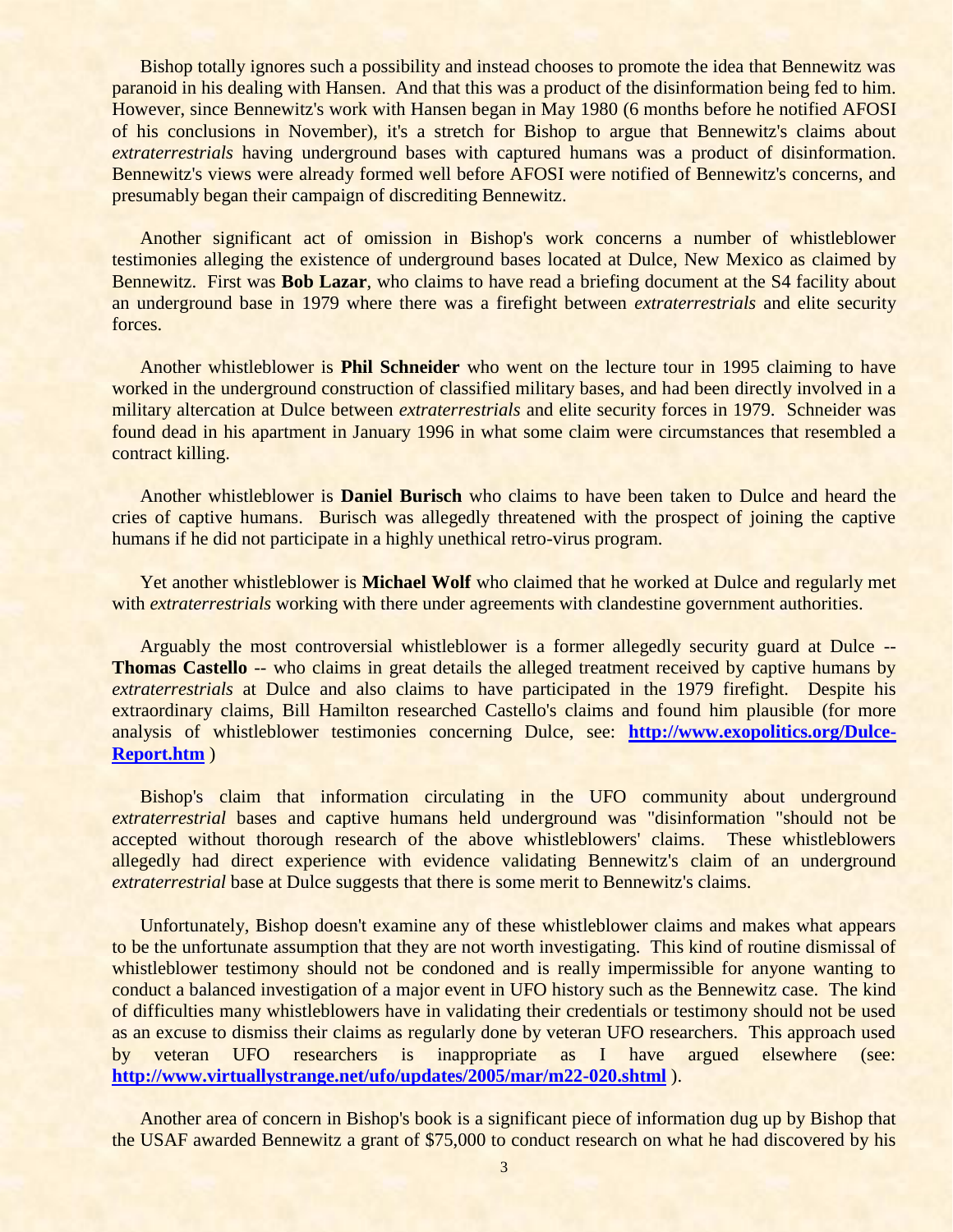Bishop totally ignores such a possibility and instead chooses to promote the idea that Bennewitz was paranoid in his dealing with Hansen. And that this was a product of the disinformation being fed to him. However, since Bennewitz's work with Hansen began in May 1980 (6 months before he notified AFOSI of his conclusions in November), it's a stretch for Bishop to argue that Bennewitz's claims about *extraterrestrials* having underground bases with captured humans was a product of disinformation. Bennewitz's views were already formed well before AFOSI were notified of Bennewitz's concerns, and presumably began their campaign of discrediting Bennewitz.

Another significant act of omission in Bishop's work concerns a number of whistleblower testimonies alleging the existence of underground bases located at Dulce, New Mexico as claimed by Bennewitz. First was **Bob Lazar**, who claims to have read a briefing document at the S4 facility about an underground base in 1979 where there was a firefight between *extraterrestrials* and elite security forces.

Another whistleblower is **Phil Schneider** who went on the lecture tour in 1995 claiming to have worked in the underground construction of classified military bases, and had been directly involved in a military altercation at Dulce between *extraterrestrials* and elite security forces in 1979. Schneider was found dead in his apartment in January 1996 in what some claim were circumstances that resembled a contract killing.

Another whistleblower is **Daniel Burisch** who claims to have been taken to Dulce and heard the cries of captive humans. Burisch was allegedly threatened with the prospect of joining the captive humans if he did not participate in a highly unethical retro-virus program.

Yet another whistleblower is **Michael Wolf** who claimed that he worked at Dulce and regularly met with *extraterrestrials* working with there under agreements with clandestine government authorities.

Arguably the most controversial whistleblower is a former allegedly security guard at Dulce -- **Thomas Castello** -- who claims in great details the alleged treatment received by captive humans by *extraterrestrials* at Dulce and also claims to have participated in the 1979 firefight. Despite his extraordinary claims, Bill Hamilton researched Castello's claims and found him plausible (for more analysis of whistleblower testimonies concerning Dulce, see: **[http://www.exopolitics.org/Dulce-Report.htm](http://www.exopolitics.org/Dulce-Report.htm)** )

Bishop's claim that information circulating in the UFO community about underground *extraterrestrial* bases and captive humans held underground was "disinformation "should not be accepted without thorough research of the above whistleblowers' claims. These whistleblowers allegedly had direct experience with evidence validating Bennewitz's claim of an underground *extraterrestrial* base at Dulce suggests that there is some merit to Bennewitz's claims.

Unfortunately, Bishop doesn't examine any of these whistleblower claims and makes what appears to be the unfortunate assumption that they are not worth investigating. This kind of routine dismissal of whistleblower testimony should not be condoned and is really impermissible for anyone wanting to conduct a balanced investigation of a major event in UFO history such as the Bennewitz case. The kind of difficulties many whistleblowers have in validating their credentials or testimony should not be used as an excuse to dismiss their claims as regularly done by veteran UFO researchers. This approach used by veteran UFO researchers is inappropriate as I have argued elsewhere (see: **[http://www.virtuallystrange.net/ufo/updates/2005/mar/m22-020.shtml](http://www.virtuallystrange.net/ufo/updates/2005/mar/m22-020.shtml)** ).

Another area of concern in Bishop's book is a significant piece of information dug up by Bishop that the USAF awarded Bennewitz a grant of $75,000 to conduct research on what he had discovered by his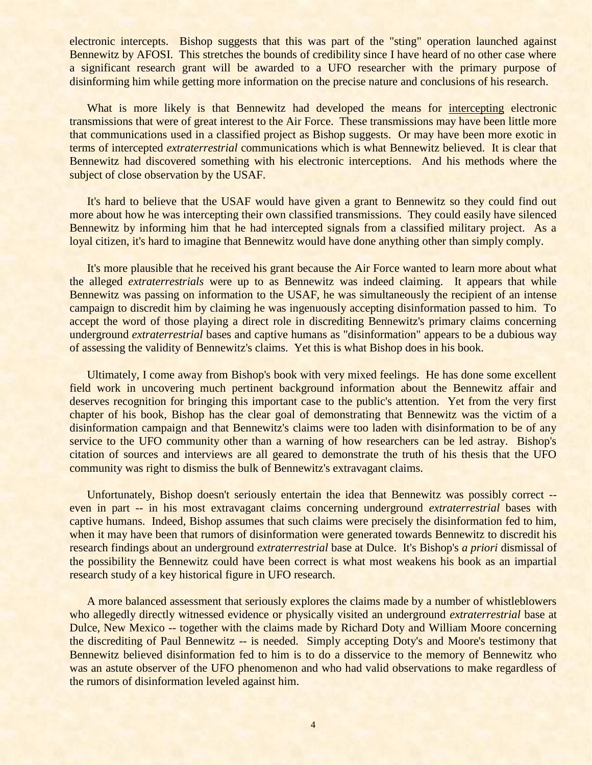electronic intercepts. Bishop suggests that this was part of the "sting" operation launched against Bennewitz by AFOSI. This stretches the bounds of credibility since I have heard of no other case where a significant research grant will be awarded to a UFO researcher with the primary purpose of disinforming him while getting more information on the precise nature and conclusions of his research.

What is more likely is that Bennewitz had developed the means for <u>intercepting</u> electronic transmissions that were of great interest to the Air Force. These transmissions may have been little more that communications used in a classified project as Bishop suggests. Or may have been more exotic in terms of intercepted *extraterrestrial* communications which is what Bennewitz believed. It is clear that Bennewitz had discovered something with his electronic interceptions. And his methods where the subject of close observation by the USAF.

It's hard to believe that the USAF would have given a grant to Bennewitz so they could find out more about how he was intercepting their own classified transmissions. They could easily have silenced Bennewitz by informing him that he had intercepted signals from a classified military project. As a loyal citizen, it's hard to imagine that Bennewitz would have done anything other than simply comply.

It's more plausible that he received his grant because the Air Force wanted to learn more about what the alleged *extraterrestrials* were up to as Bennewitz was indeed claiming. It appears that while Bennewitz was passing on information to the USAF, he was simultaneously the recipient of an intense campaign to discredit him by claiming he was ingenuously accepting disinformation passed to him. To accept the word of those playing a direct role in discrediting Bennewitz's primary claims concerning underground *extraterrestrial* bases and captive humans as "disinformation" appears to be a dubious way of assessing the validity of Bennewitz's claims. Yet this is what Bishop does in his book.

Ultimately, I come away from Bishop's book with very mixed feelings. He has done some excellent field work in uncovering much pertinent background information about the Bennewitz affair and deserves recognition for bringing this important case to the public's attention. Yet from the very first chapter of his book, Bishop has the clear goal of demonstrating that Bennewitz was the victim of a disinformation campaign and that Bennewitz's claims were too laden with disinformation to be of any service to the UFO community other than a warning of how researchers can be led astray. Bishop's citation of sources and interviews are all geared to demonstrate the truth of his thesis that the UFO community was right to dismiss the bulk of Bennewitz's extravagant claims.

Unfortunately, Bishop doesn't seriously entertain the idea that Bennewitz was possibly correct -- even in part -- in his most extravagant claims concerning underground *extraterrestrial* bases with captive humans. Indeed, Bishop assumes that such claims were precisely the disinformation fed to him, when it may have been that rumors of disinformation were generated towards Bennewitz to discredit his research findings about an underground *extraterrestrial* base at Dulce. It's Bishop's *a priori* dismissal of the possibility the Bennewitz could have been correct is what most weakens his book as an impartial research study of a key historical figure in UFO research.

A more balanced assessment that seriously explores the claims made by a number of whistleblowers who allegedly directly witnessed evidence or physically visited an underground *extraterrestrial* base at Dulce, New Mexico -- together with the claims made by Richard Doty and William Moore concerning the discrediting of Paul Bennewitz -- is needed. Simply accepting Doty's and Moore's testimony that Bennewitz believed disinformation fed to him is to do a disservice to the memory of Bennewitz who was an astute observer of the UFO phenomenon and who had valid observations to make regardless of the rumors of disinformation leveled against him.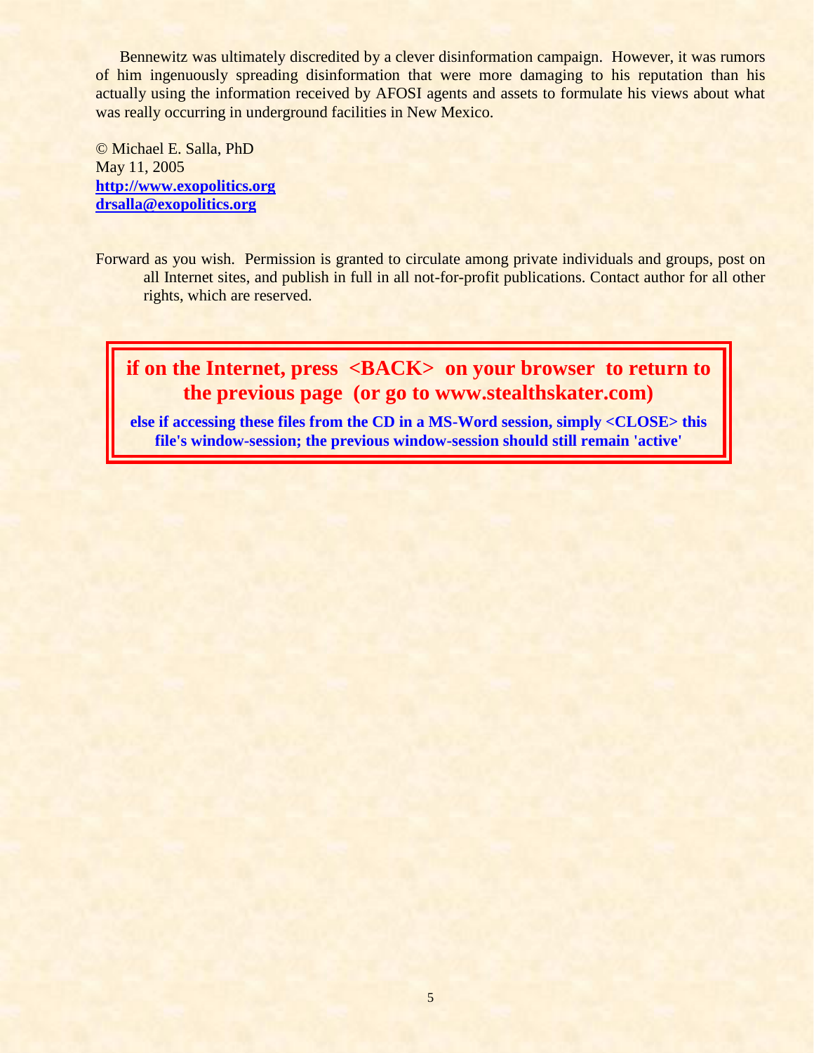Bennewitz was ultimately discredited by a clever disinformation campaign. However, it was rumors of him ingenuously spreading disinformation that were more damaging to his reputation than his actually using the information received by AFOSI agents and assets to formulate his views about what was really occurring in underground facilities in New Mexico.

© Michael E. Salla, PhD
May 11, 2005
**http://www.exopolitics.org**
**drsalla@exopolitics.org**

Forward as you wish. Permission is granted to circulate among private individuals and groups, post on all Internet sites, and publish in full in all not-for-profit publications. Contact author for all other rights, which are reserved.

**if on the Internet, press <BACK> on your browser to return to the previous page (or go to www.stealthskater.com)**

**else if accessing these files from the CD in a MS-Word session, simply <CLOSE> this file's window-session; the previous window-session should still remain 'active'**